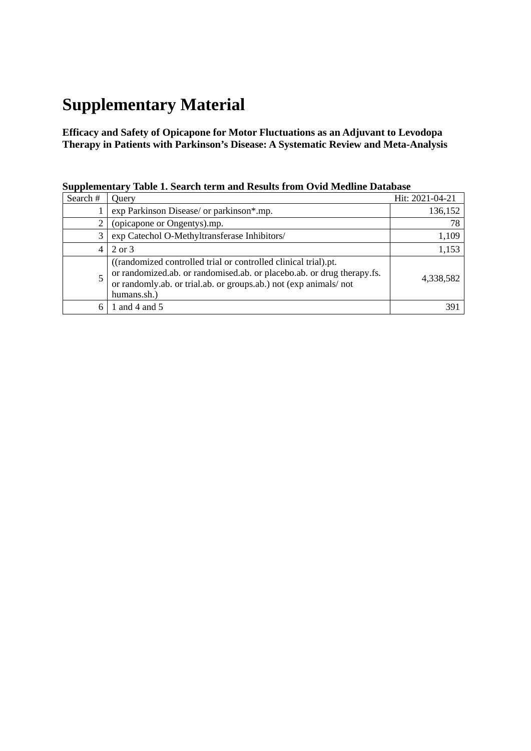# Supplementary Material

**Efficacy and Safety of Opicapone for Motor Fluctuations as an Adjuvant to Levodopa Therapy in Patients with Parkinson's Disease: A Systematic Review and Meta-Analysis**

**Supplementary Table 1. Search term and Results from Ovid Medline Database**

| Search # | Query | Hit: 2021-04-21 |
|---|---|---|
| 1 | exp Parkinson Disease/ or parkinson*.mp. | 136,152 |
| 2 | (opicapone or Ongentys).mp. | 78 |
| 3 | exp Catechol O-Methyltransferase Inhibitors/ | 1,109 |
| 4 | 2 or 3 | 1,153 |
| 5 | ((randomized controlled trial or controlled clinical trial).pt. or randomized.ab. or randomised.ab. or placebo.ab. or drug therapy.fs. or randomly.ab. or trial.ab. or groups.ab.) not (exp animals/ not humans.sh.) | 4,338,582 |
| 6 | 1 and 4 and 5 | 391 |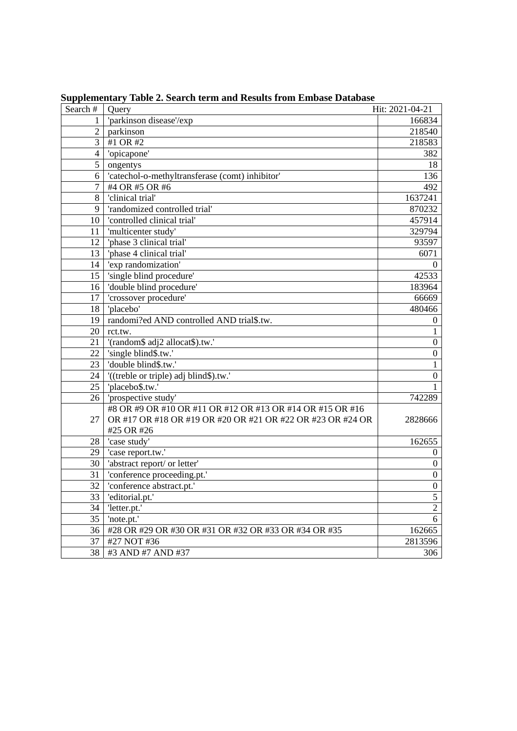**Supplementary Table 2. Search term and Results from Embase Database**

| Search # | Query | Hit: 2021-04-21 |
|---|---|---|
| 1 | 'parkinson disease'/exp | 166834 |
| 2 | parkinson | 218540 |
| 3 | #1 OR #2 | 218583 |
| 4 | 'opicapone' | 382 |
| 5 | ongentys | 18 |
| 6 | 'catechol-o-methyltransferase (comt) inhibitor' | 136 |
| 7 | #4 OR #5 OR #6 | 492 |
| 8 | 'clinical trial' | 1637241 |
| 9 | 'randomized controlled trial' | 870232 |
| 10 | 'controlled clinical trial' | 457914 |
| 11 | 'multicenter study' | 329794 |
| 12 | 'phase 3 clinical trial' | 93597 |
| 13 | 'phase 4 clinical trial' | 6071 |
| 14 | 'exp randomization' | 0 |
| 15 | 'single blind procedure' | 42533 |
| 16 | 'double blind procedure' | 183964 |
| 17 | 'crossover procedure' | 66669 |
| 18 | 'placebo' | 480466 |
| 19 | randomi?ed AND controlled AND trial$.tw. | 0 |
| 20 | rct.tw. | 1 |
| 21 | '(random$ adj2 allocat$).tw.' | 0 |
| 22 | 'single blind$.tw.' | 0 |
| 23 | 'double blind$.tw.' | 1 |
| 24 | '((treble or triple) adj blind$).tw.' | 0 |
| 25 | 'placebo$.tw.' | 1 |
| 26 | 'prospective study' | 742289 |
| 27 | #8 OR #9 OR #10 OR #11 OR #12 OR #13 OR #14 OR #15 OR #16 OR #17 OR #18 OR #19 OR #20 OR #21 OR #22 OR #23 OR #24 OR #25 OR #26 | 2828666 |
| 28 | 'case study' | 162655 |
| 29 | 'case report.tw.' | 0 |
| 30 | 'abstract report/ or letter' | 0 |
| 31 | 'conference proceeding.pt.' | 0 |
| 32 | 'conference abstract.pt.' | 0 |
| 33 | 'editorial.pt.' | 5 |
| 34 | 'letter.pt.' | 2 |
| 35 | 'note.pt.' | 6 |
| 36 | #28 OR #29 OR #30 OR #31 OR #32 OR #33 OR #34 OR #35 | 162665 |
| 37 | #27 NOT #36 | 2813596 |
| 38 | #3 AND #7 AND #37 | 306 |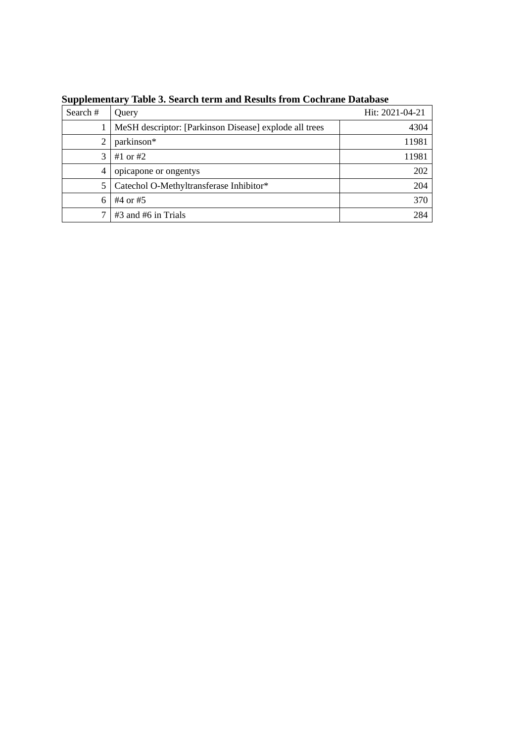**Supplementary Table 3. Search term and Results from Cochrane Database**

| Search # | Query | Hit: 2021-04-21 |
|---|---|---|
| 1 | MeSH descriptor: [Parkinson Disease] explode all trees | 4304 |
| 2 | parkinson* | 11981 |
| 3 | #1 or #2 | 11981 |
| 4 | opicapone or ongentys | 202 |
| 5 | Catechol O-Methyltransferase Inhibitor* | 204 |
| 6 | #4 or #5 | 370 |
| 7 | #3 and #6 in Trials | 284 |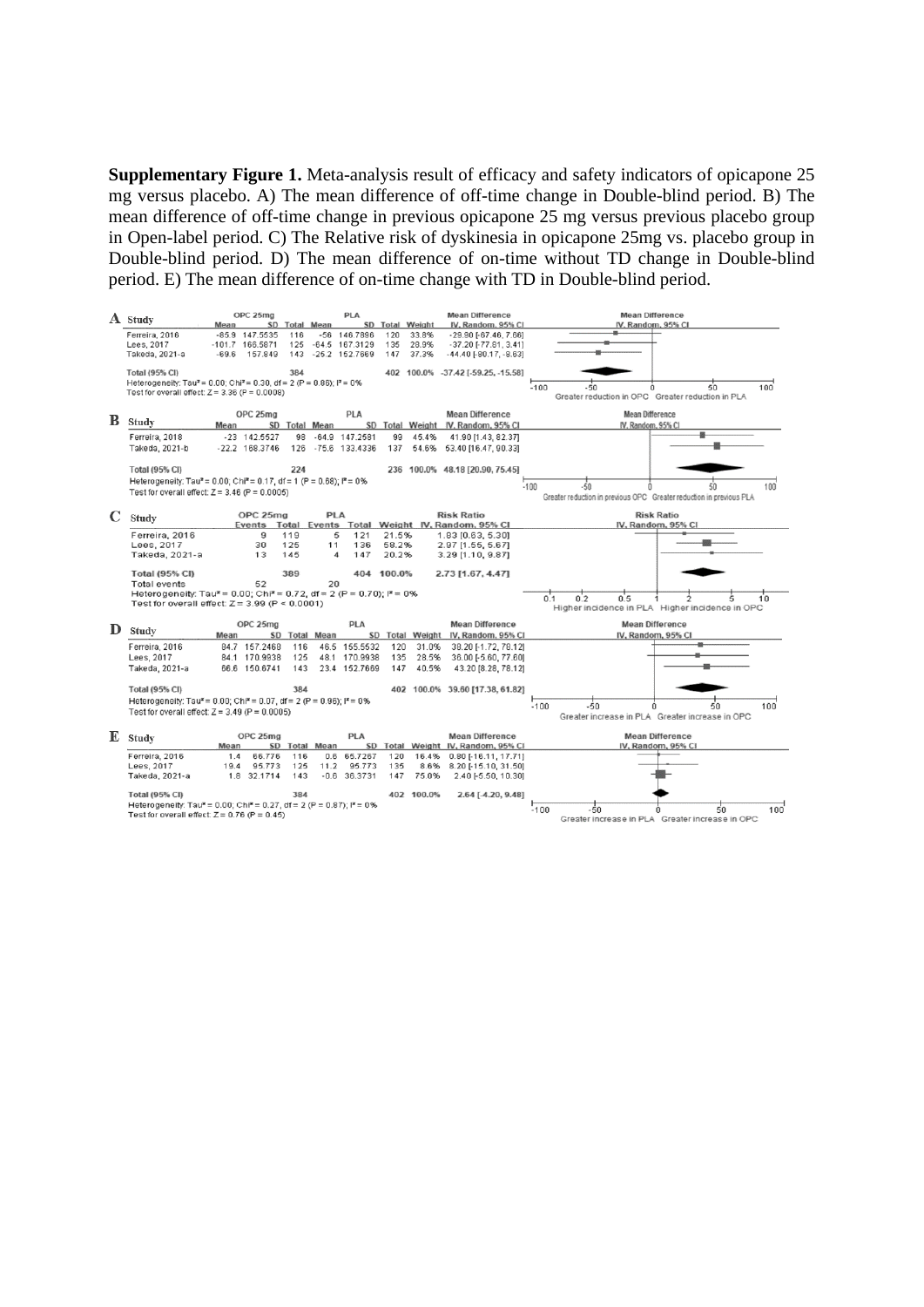**Supplementary Figure 1.** Meta-analysis result of efficacy and safety indicators of opicapone 25 mg versus placebo. A) The mean difference of off-time change in Double-blind period. B) The mean difference of off-time change in previous opicapone 25 mg versus previous placebo group in Open-label period. C) The Relative risk of dyskinesia in opicapone 25mg vs. placebo group in Double-blind period. D) The mean difference of on-time without TD change in Double-blind period. E) The mean difference of on-time change with TD in Double-blind period.

**A**

| Study | OPC 25mg Mean | SD | Total | PLA Mean | SD | Total | Weight | Mean Difference IV, Random, 95% CI |
|---|---|---|---|---|---|---|---|---|
| Ferreira, 2016 | -85.9 | 147.5535 | 116 | -56 | 146.7886 | 120 | 33.8% | -29.90 [-67.46, 7.66] |
| Lees, 2017 | -101.7 | 166.5871 | 125 | -64.5 | 167.3129 | 135 | 28.9% | -37.20 [-77.81, 3.41] |
| Takeda, 2021-a | -69.6 | 157.849 | 143 | -25.2 | 152.7669 | 147 | 37.3% | -44.40 [-80.17, -8.63] |
| Total (95% CI) | | | 384 | | | 402 | 100.0% | -37.42 [-59.25, -15.58] |

Heterogeneity: Tau² = 0.00; Chi² = 0.30, df = 2 (P = 0.86); I² = 0%
Test for overall effect: Z = 3.36 (P = 0.0008)

Greater reduction in OPC — Greater reduction in PLA

**B**

| Study | OPC 25mg Mean | SD | Total | PLA Mean | SD | Total | Weight | Mean Difference IV, Random, 95% CI |
|---|---|---|---|---|---|---|---|---|
| Ferreira, 2018 | -23 | 142.5527 | 98 | -64.9 | 147.2581 | 99 | 45.4% | 41.90 [1.43, 82.37] |
| Takeda, 2021-b | -22.2 | 168.3746 | 126 | -75.6 | 133.4336 | 137 | 54.6% | 53.40 [16.47, 90.33] |
| Total (95% CI) | | | 224 | | | 236 | 100.0% | 48.18 [20.90, 75.45] |

Heterogeneity: Tau² = 0.00; Chi² = 0.17, df = 1 (P = 0.68); I² = 0%
Test for overall effect: Z = 3.46 (P = 0.0005)

Greater reduction in previous OPC — Greater reduction in previous PLA

**C**

| Study | OPC 25mg Events | Total | PLA Events | Total | Weight | Risk Ratio IV, Random, 95% CI |
|---|---|---|---|---|---|---|
| Ferreira, 2016 | 9 | 119 | 5 | 121 | 21.5% | 1.83 [0.63, 5.30] |
| Lees, 2017 | 30 | 125 | 11 | 136 | 58.2% | 2.97 [1.55, 5.67] |
| Takeda, 2021-a | 13 | 145 | 4 | 147 | 20.2% | 3.29 [1.10, 9.87] |
| Total (95% CI) | | 389 | | 404 | 100.0% | 2.73 [1.67, 4.47] |
| Total events | 52 | | 20 | | | |

Heterogeneity: Tau² = 0.00; Chi² = 0.72, df = 2 (P = 0.70); I² = 0%
Test for overall effect: Z = 3.99 (P < 0.0001)

Higher incidence in PLA — Higher incidence in OPC

**D**

| Study | OPC 25mg Mean | SD | Total | PLA Mean | SD | Total | Weight | Mean Difference IV, Random, 95% CI |
|---|---|---|---|---|---|---|---|---|
| Ferreira, 2016 | 84.7 | 157.2468 | 116 | 46.5 | 155.5532 | 120 | 31.0% | 38.20 [-1.72, 78.12] |
| Lees, 2017 | 84.1 | 170.9938 | 125 | 48.1 | 170.9938 | 135 | 28.5% | 36.00 [-5.60, 77.60] |
| Takeda, 2021-a | 66.6 | 150.6741 | 143 | 23.4 | 152.7669 | 147 | 40.5% | 43.20 [8.28, 78.12] |
| Total (95% CI) | | | 384 | | | 402 | 100.0% | 39.60 [17.38, 61.82] |

Heterogeneity: Tau² = 0.00; Chi² = 0.07, df = 2 (P = 0.96); I² = 0%
Test for overall effect: Z = 3.49 (P = 0.0005)

Greater increase in PLA — Greater increase in OPC

**E**

| Study | OPC 25mg Mean | SD | Total | PLA Mean | SD | Total | Weight | Mean Difference IV, Random, 95% CI |
|---|---|---|---|---|---|---|---|---|
| Ferreira, 2016 | 1.4 | 66.776 | 116 | 0.6 | 65.7267 | 120 | 16.4% | 0.80 [-16.11, 17.71] |
| Lees, 2017 | 19.4 | 95.773 | 125 | 11.2 | 95.773 | 135 | 8.6% | 8.20 [-15.10, 31.50] |
| Takeda, 2021-a | 1.8 | 32.1714 | 143 | -0.6 | 36.3731 | 147 | 75.0% | 2.40 [-5.50, 10.30] |
| Total (95% CI) | | | 384 | | | 402 | 100.0% | 2.64 [-4.20, 9.48] |

Heterogeneity: Tau² = 0.00; Chi² = 0.27, df = 2 (P = 0.87); I² = 0%
Test for overall effect: Z = 0.76 (P = 0.45)

Greater increase in PLA — Greater increase in OPC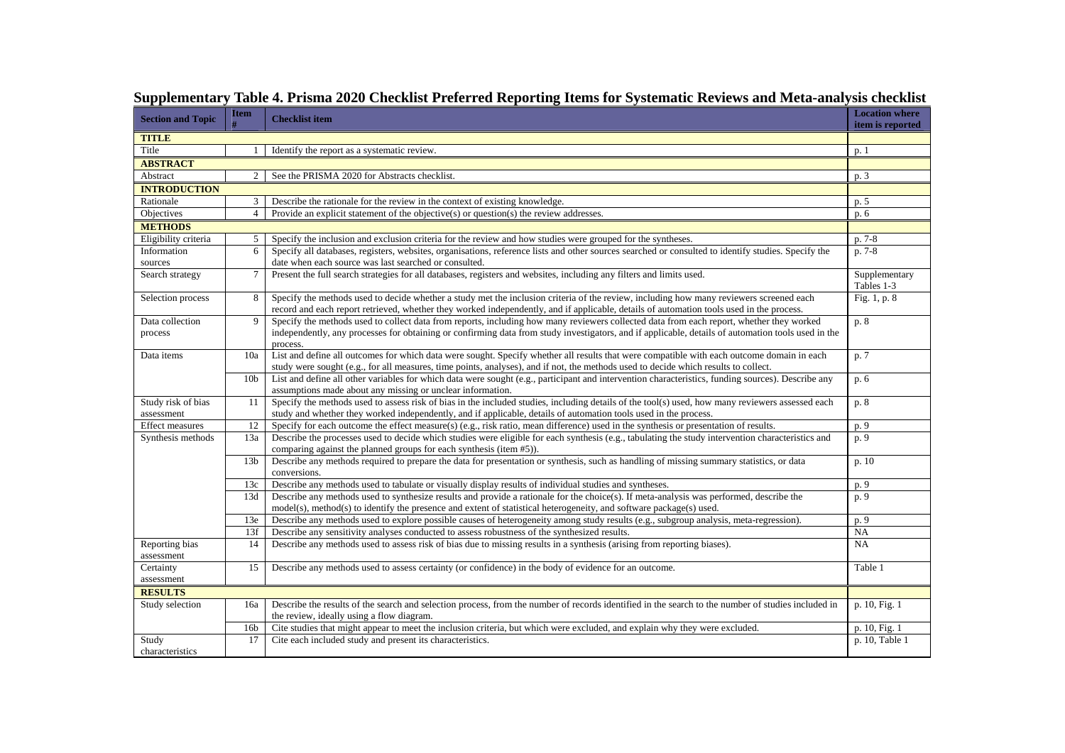# Supplementary Table 4. Prisma 2020 Checklist Preferred Reporting Items for Systematic Reviews and Meta-analysis checklist

| Section and Topic | Item # | Checklist item | Location where item is reported |
|---|---|---|---|
| **TITLE** | | | |
| Title | 1 | Identify the report as a systematic review. | p. 1 |
| **ABSTRACT** | | | |
| Abstract | 2 | See the PRISMA 2020 for Abstracts checklist. | p. 3 |
| **INTRODUCTION** | | | |
| Rationale | 3 | Describe the rationale for the review in the context of existing knowledge. | p. 5 |
| Objectives | 4 | Provide an explicit statement of the objective(s) or question(s) the review addresses. | p. 6 |
| **METHODS** | | | |
| Eligibility criteria | 5 | Specify the inclusion and exclusion criteria for the review and how studies were grouped for the syntheses. | p. 7-8 |
| Information sources | 6 | Specify all databases, registers, websites, organisations, reference lists and other sources searched or consulted to identify studies. Specify the date when each source was last searched or consulted. | p. 7-8 |
| Search strategy | 7 | Present the full search strategies for all databases, registers and websites, including any filters and limits used. | Supplementary Tables 1-3 |
| Selection process | 8 | Specify the methods used to decide whether a study met the inclusion criteria of the review, including how many reviewers screened each record and each report retrieved, whether they worked independently, and if applicable, details of automation tools used in the process. | Fig. 1, p. 8 |
| Data collection process | 9 | Specify the methods used to collect data from reports, including how many reviewers collected data from each report, whether they worked independently, any processes for obtaining or confirming data from study investigators, and if applicable, details of automation tools used in the process. | p. 8 |
| Data items | 10a | List and define all outcomes for which data were sought. Specify whether all results that were compatible with each outcome domain in each study were sought (e.g., for all measures, time points, analyses), and if not, the methods used to decide which results to collect. | p. 7 |
| | 10b | List and define all other variables for which data were sought (e.g., participant and intervention characteristics, funding sources). Describe any assumptions made about any missing or unclear information. | p. 6 |
| Study risk of bias assessment | 11 | Specify the methods used to assess risk of bias in the included studies, including details of the tool(s) used, how many reviewers assessed each study and whether they worked independently, and if applicable, details of automation tools used in the process. | p. 8 |
| Effect measures | 12 | Specify for each outcome the effect measure(s) (e.g., risk ratio, mean difference) used in the synthesis or presentation of results. | p. 9 |
| Synthesis methods | 13a | Describe the processes used to decide which studies were eligible for each synthesis (e.g., tabulating the study intervention characteristics and comparing against the planned groups for each synthesis (item #5)). | p. 9 |
| | 13b | Describe any methods required to prepare the data for presentation or synthesis, such as handling of missing summary statistics, or data conversions. | p. 10 |
| | 13c | Describe any methods used to tabulate or visually display results of individual studies and syntheses. | p. 9 |
| | 13d | Describe any methods used to synthesize results and provide a rationale for the choice(s). If meta-analysis was performed, describe the model(s), method(s) to identify the presence and extent of statistical heterogeneity, and software package(s) used. | p. 9 |
| | 13e | Describe any methods used to explore possible causes of heterogeneity among study results (e.g., subgroup analysis, meta-regression). | p. 9 |
| | 13f | Describe any sensitivity analyses conducted to assess robustness of the synthesized results. | NA |
| Reporting bias assessment | 14 | Describe any methods used to assess risk of bias due to missing results in a synthesis (arising from reporting biases). | NA |
| Certainty assessment | 15 | Describe any methods used to assess certainty (or confidence) in the body of evidence for an outcome. | Table 1 |
| **RESULTS** | | | |
| Study selection | 16a | Describe the results of the search and selection process, from the number of records identified in the search to the number of studies included in the review, ideally using a flow diagram. | p. 10, Fig. 1 |
| | 16b | Cite studies that might appear to meet the inclusion criteria, but which were excluded, and explain why they were excluded. | p. 10, Fig. 1 |
| Study characteristics | 17 | Cite each included study and present its characteristics. | p. 10, Table 1 |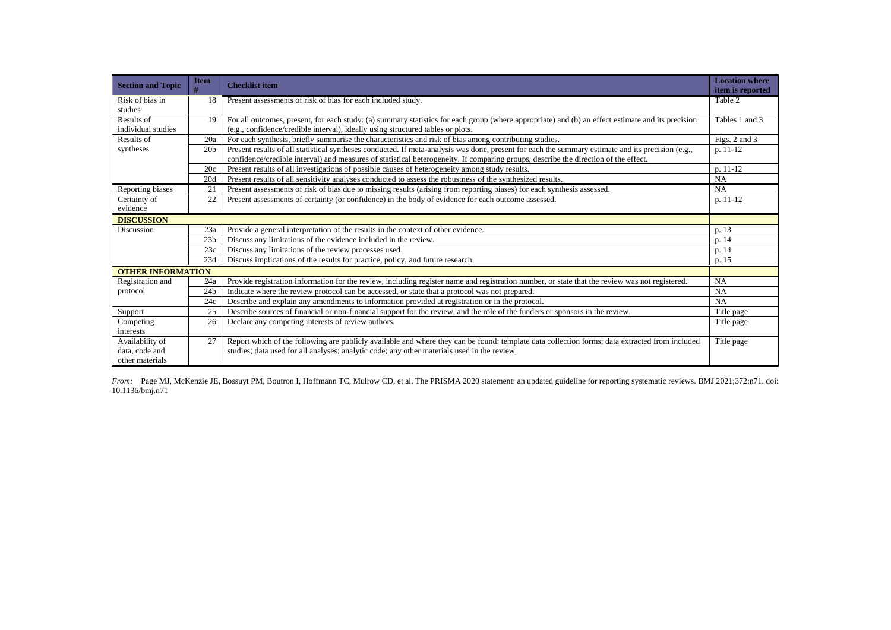| Section and Topic | Item # | Checklist item | Location where item is reported |
|---|---|---|---|
| Risk of bias in studies | 18 | Present assessments of risk of bias for each included study. | Table 2 |
| Results of individual studies | 19 | For all outcomes, present, for each study: (a) summary statistics for each group (where appropriate) and (b) an effect estimate and its precision (e.g., confidence/credible interval), ideally using structured tables or plots. | Tables 1 and 3 |
| Results of syntheses | 20a | For each synthesis, briefly summarise the characteristics and risk of bias among contributing studies. | Figs. 2 and 3 |
| | 20b | Present results of all statistical syntheses conducted. If meta-analysis was done, present for each the summary estimate and its precision (e.g., confidence/credible interval) and measures of statistical heterogeneity. If comparing groups, describe the direction of the effect. | p. 11-12 |
| | 20c | Present results of all investigations of possible causes of heterogeneity among study results. | p. 11-12 |
| | 20d | Present results of all sensitivity analyses conducted to assess the robustness of the synthesized results. | NA |
| Reporting biases | 21 | Present assessments of risk of bias due to missing results (arising from reporting biases) for each synthesis assessed. | NA |
| Certainty of evidence | 22 | Present assessments of certainty (or confidence) in the body of evidence for each outcome assessed. | p. 11-12 |
| **DISCUSSION** | | | |
| Discussion | 23a | Provide a general interpretation of the results in the context of other evidence. | p. 13 |
| | 23b | Discuss any limitations of the evidence included in the review. | p. 14 |
| | 23c | Discuss any limitations of the review processes used. | p. 14 |
| | 23d | Discuss implications of the results for practice, policy, and future research. | p. 15 |
| **OTHER INFORMATION** | | | |
| Registration and protocol | 24a | Provide registration information for the review, including register name and registration number, or state that the review was not registered. | NA |
| | 24b | Indicate where the review protocol can be accessed, or state that a protocol was not prepared. | NA |
| | 24c | Describe and explain any amendments to information provided at registration or in the protocol. | NA |
| Support | 25 | Describe sources of financial or non-financial support for the review, and the role of the funders or sponsors in the review. | Title page |
| Competing interests | 26 | Declare any competing interests of review authors. | Title page |
| Availability of data, code and other materials | 27 | Report which of the following are publicly available and where they can be found: template data collection forms; data extracted from included studies; data used for all analyses; analytic code; any other materials used in the review. | Title page |

*From:* Page MJ, McKenzie JE, Bossuyt PM, Boutron I, Hoffmann TC, Mulrow CD, et al. The PRISMA 2020 statement: an updated guideline for reporting systematic reviews. BMJ 2021;372:n71. doi: 10.1136/bmj.n71